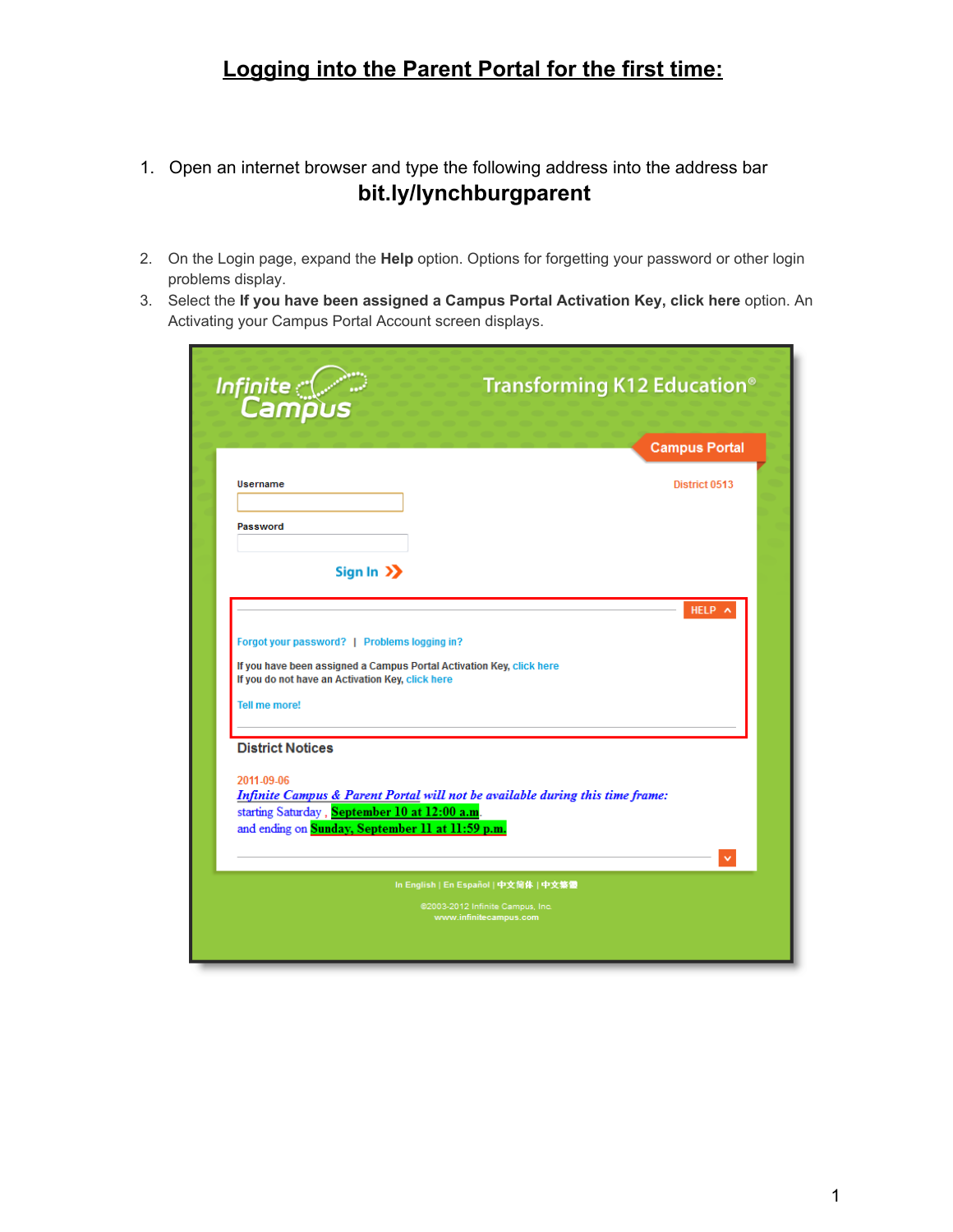# Logging into the Parent Portal for the first time:

1. Open an internet browser and type the following address into the address bar

   **bit.ly/lynchburgparent**

2. On the Login page, expand the **Help** option. Options for forgetting your password or other login problems display.
3. Select the **If you have been assigned a Campus Portal Activation Key, click here** option. An Activating your Campus Portal Account screen displays.

Infinite Campus

Transforming K12 Education®

Campus Portal

District 0513

Username

Password

Sign In

HELP

Forgot your password? | Problems logging in?

If you have been assigned a Campus Portal Activation Key, click here
If you do not have an Activation Key, click here

Tell me more!

District Notices

2011-09-06

*Infinite Campus & Parent Portal will not be available during this time frame:*
starting Saturday , **September 10 at 12:00 a.m.**
and ending on **Sunday, September 11 at 11:59 p.m.**

In English | En Español | 中文简体 | 中文繁體

©2003-2012 Infinite Campus, Inc.
www.infinitecampus.com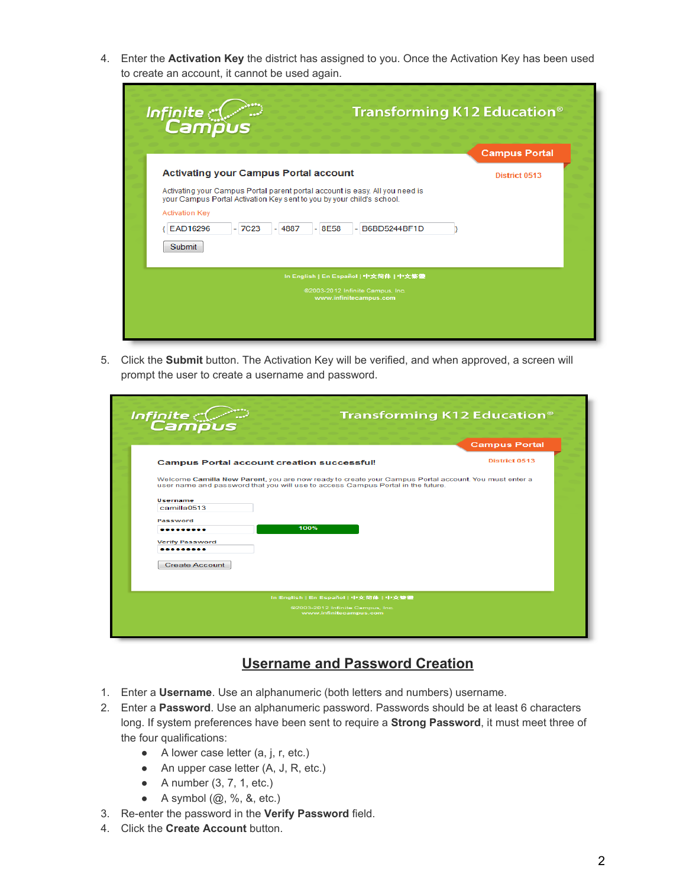4. Enter the **Activation Key** the district has assigned to you. Once the Activation Key has been used to create an account, it cannot be used again.

5. Click the **Submit** button. The Activation Key will be verified, and when approved, a screen will prompt the user to create a username and password.

## Username and Password Creation

1. Enter a **Username**. Use an alphanumeric (both letters and numbers) username.
2. Enter a **Password**. Use an alphanumeric password. Passwords should be at least 6 characters long. If system preferences have been sent to require a **Strong Password**, it must meet three of the four qualifications:
   - A lower case letter (a, j, r, etc.)
   - An upper case letter (A, J, R, etc.)
   - A number (3, 7, 1, etc.)
   - A symbol (@, %, &, etc.)
3. Re-enter the password in the **Verify Password** field.
4. Click the **Create Account** button.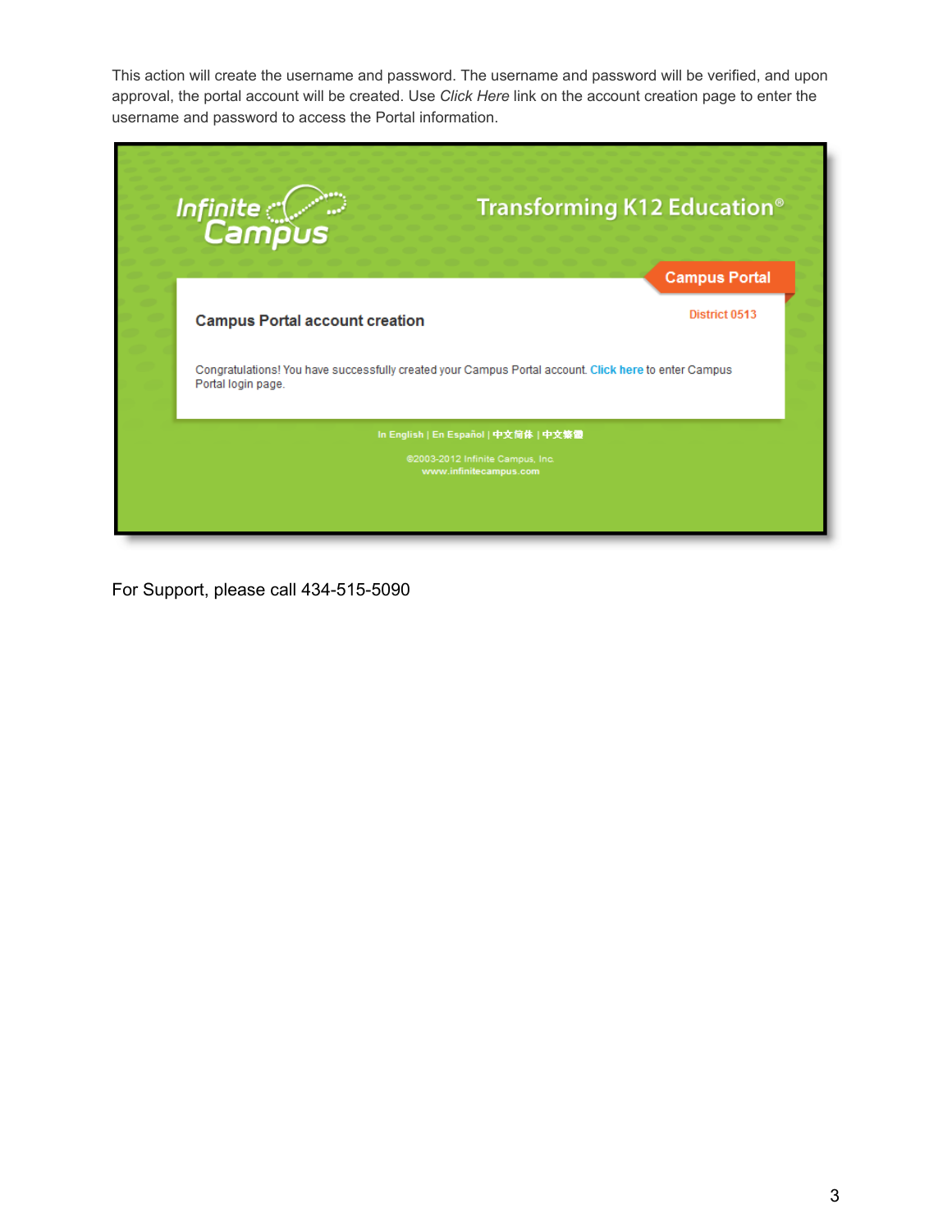This action will create the username and password. The username and password will be verified, and upon approval, the portal account will be created. Use *Click Here* link on the account creation page to enter the username and password to access the Portal information.

Infinite Campus

Transforming K12 Education®

Campus Portal

District 0513

**Campus Portal account creation**

Congratulations! You have successfully created your Campus Portal account. Click here to enter Campus Portal login page.

In English | En Español | 中文简体 | 中文繁體

©2003-2012 Infinite Campus, Inc.
www.infinitecampus.com

For Support, please call 434-515-5090